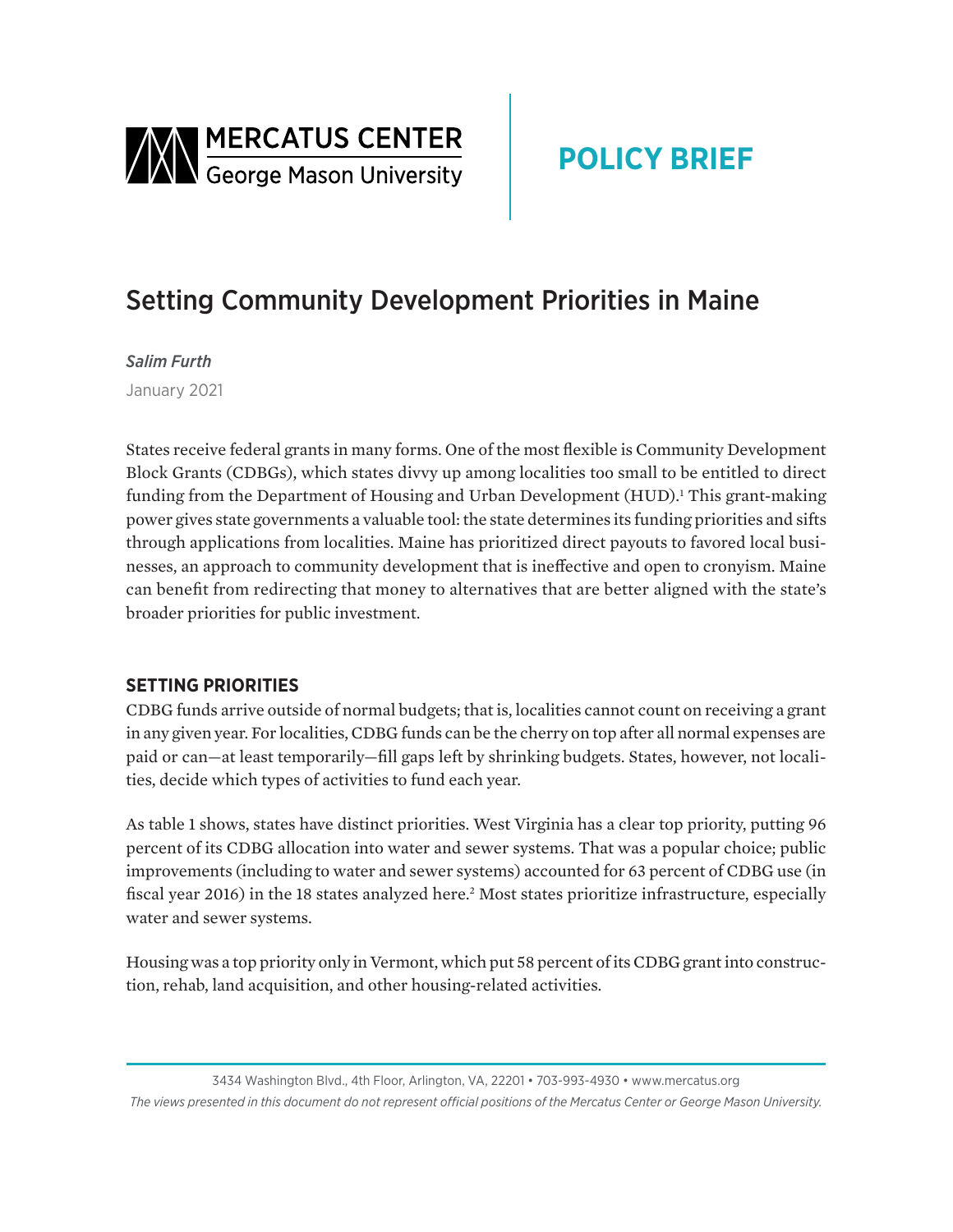MERCATUS CENTER
George Mason University

POLICY BRIEF

# Setting Community Development Priorities in Maine

*Salim Furth*

January 2021

States receive federal grants in many forms. One of the most flexible is Community Development Block Grants (CDBGs), which states divvy up among localities too small to be entitled to direct funding from the Department of Housing and Urban Development (HUD).[1] This grant-making power gives state governments a valuable tool: the state determines its funding priorities and sifts through applications from localities. Maine has prioritized direct payouts to favored local businesses, an approach to community development that is ineffective and open to cronyism. Maine can benefit from redirecting that money to alternatives that are better aligned with the state's broader priorities for public investment.

## SETTING PRIORITIES

CDBG funds arrive outside of normal budgets; that is, localities cannot count on receiving a grant in any given year. For localities, CDBG funds can be the cherry on top after all normal expenses are paid or can—at least temporarily—fill gaps left by shrinking budgets. States, however, not localities, decide which types of activities to fund each year.

As table 1 shows, states have distinct priorities. West Virginia has a clear top priority, putting 96 percent of its CDBG allocation into water and sewer systems. That was a popular choice; public improvements (including to water and sewer systems) accounted for 63 percent of CDBG use (in fiscal year 2016) in the 18 states analyzed here.[2] Most states prioritize infrastructure, especially water and sewer systems.

Housing was a top priority only in Vermont, which put 58 percent of its CDBG grant into construction, rehab, land acquisition, and other housing-related activities.

*The views presented in this document do not represent official positions of the Mercatus Center or George Mason University.*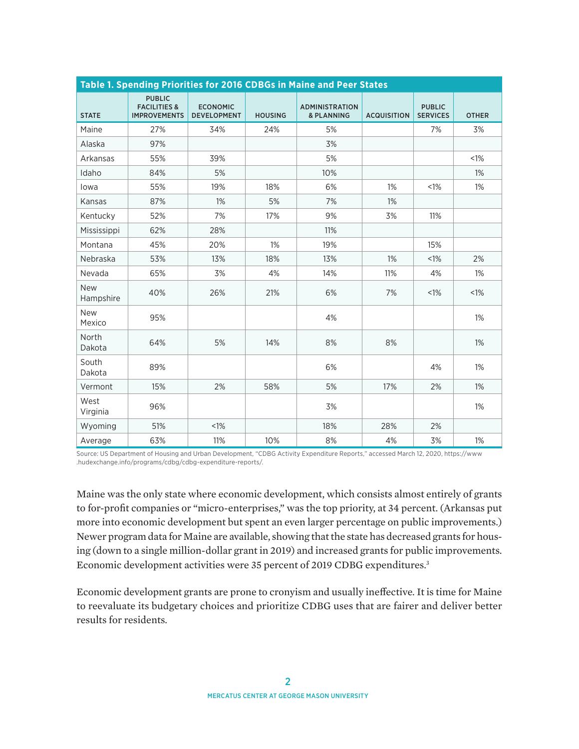**Table 1. Spending Priorities for 2016 CDBGs in Maine and Peer States**

| STATE | PUBLIC FACILITIES & IMPROVEMENTS | ECONOMIC DEVELOPMENT | HOUSING | ADMINISTRATION & PLANNING | ACQUISITION | PUBLIC SERVICES | OTHER |
|---|---|---|---|---|---|---|---|
| Maine | 27% | 34% | 24% | 5% | | 7% | 3% |
| Alaska | 97% | | | 3% | | | |
| Arkansas | 55% | 39% | | 5% | | | <1% |
| Idaho | 84% | 5% | | 10% | | | 1% |
| Iowa | 55% | 19% | 18% | 6% | 1% | <1% | 1% |
| Kansas | 87% | 1% | 5% | 7% | 1% | | |
| Kentucky | 52% | 7% | 17% | 9% | 3% | 11% | |
| Mississippi | 62% | 28% | | 11% | | | |
| Montana | 45% | 20% | 1% | 19% | | 15% | |
| Nebraska | 53% | 13% | 18% | 13% | 1% | <1% | 2% |
| Nevada | 65% | 3% | 4% | 14% | 11% | 4% | 1% |
| New Hampshire | 40% | 26% | 21% | 6% | 7% | <1% | <1% |
| New Mexico | 95% | | | 4% | | | 1% |
| North Dakota | 64% | 5% | 14% | 8% | 8% | | 1% |
| South Dakota | 89% | | | 6% | | 4% | 1% |
| Vermont | 15% | 2% | 58% | 5% | 17% | 2% | 1% |
| West Virginia | 96% | | | 3% | | | 1% |
| Wyoming | 51% | <1% | | 18% | 28% | 2% | |
| Average | 63% | 11% | 10% | 8% | 4% | 3% | 1% |

Source: US Department of Housing and Urban Development, "CDBG Activity Expenditure Reports," accessed March 12, 2020, https://www.hudexchange.info/programs/cdbg/cdbg-expenditure-reports/.

Maine was the only state where economic development, which consists almost entirely of grants to for-profit companies or "micro-enterprises," was the top priority, at 34 percent. (Arkansas put more into economic development but spent an even larger percentage on public improvements.) Newer program data for Maine are available, showing that the state has decreased grants for housing (down to a single million-dollar grant in 2019) and increased grants for public improvements. Economic development activities were 35 percent of 2019 CDBG expenditures.[3]

Economic development grants are prone to cronyism and usually ineffective. It is time for Maine to reevaluate its budgetary choices and prioritize CDBG uses that are fairer and deliver better results for residents.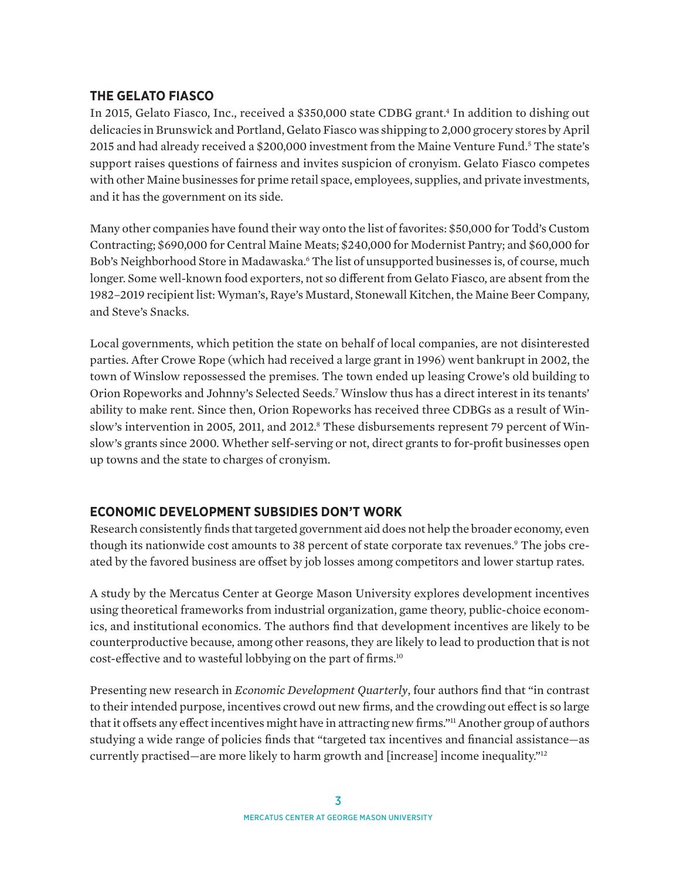## THE GELATO FIASCO

In 2015, Gelato Fiasco, Inc., received a $350,000 state CDBG grant.[4] In addition to dishing out delicacies in Brunswick and Portland, Gelato Fiasco was shipping to 2,000 grocery stores by April 2015 and had already received a $200,000 investment from the Maine Venture Fund.[5] The state's support raises questions of fairness and invites suspicion of cronyism. Gelato Fiasco competes with other Maine businesses for prime retail space, employees, supplies, and private investments, and it has the government on its side.

Many other companies have found their way onto the list of favorites: $50,000 for Todd's Custom Contracting; $690,000 for Central Maine Meats; $240,000 for Modernist Pantry; and $60,000 for Bob's Neighborhood Store in Madawaska.[6] The list of unsupported businesses is, of course, much longer. Some well-known food exporters, not so different from Gelato Fiasco, are absent from the 1982–2019 recipient list: Wyman's, Raye's Mustard, Stonewall Kitchen, the Maine Beer Company, and Steve's Snacks.

Local governments, which petition the state on behalf of local companies, are not disinterested parties. After Crowe Rope (which had received a large grant in 1996) went bankrupt in 2002, the town of Winslow repossessed the premises. The town ended up leasing Crowe's old building to Orion Ropeworks and Johnny's Selected Seeds.[7] Winslow thus has a direct interest in its tenants' ability to make rent. Since then, Orion Ropeworks has received three CDBGs as a result of Winslow's intervention in 2005, 2011, and 2012.[8] These disbursements represent 79 percent of Winslow's grants since 2000. Whether self-serving or not, direct grants to for-profit businesses open up towns and the state to charges of cronyism.

## ECONOMIC DEVELOPMENT SUBSIDIES DON'T WORK

Research consistently finds that targeted government aid does not help the broader economy, even though its nationwide cost amounts to 38 percent of state corporate tax revenues.[9] The jobs created by the favored business are offset by job losses among competitors and lower startup rates.

A study by the Mercatus Center at George Mason University explores development incentives using theoretical frameworks from industrial organization, game theory, public-choice economics, and institutional economics. The authors find that development incentives are likely to be counterproductive because, among other reasons, they are likely to lead to production that is not cost-effective and to wasteful lobbying on the part of firms.[10]

Presenting new research in *Economic Development Quarterly*, four authors find that "in contrast to their intended purpose, incentives crowd out new firms, and the crowding out effect is so large that it offsets any effect incentives might have in attracting new firms."[11] Another group of authors studying a wide range of policies finds that "targeted tax incentives and financial assistance—as currently practised—are more likely to harm growth and [increase] income inequality."[12]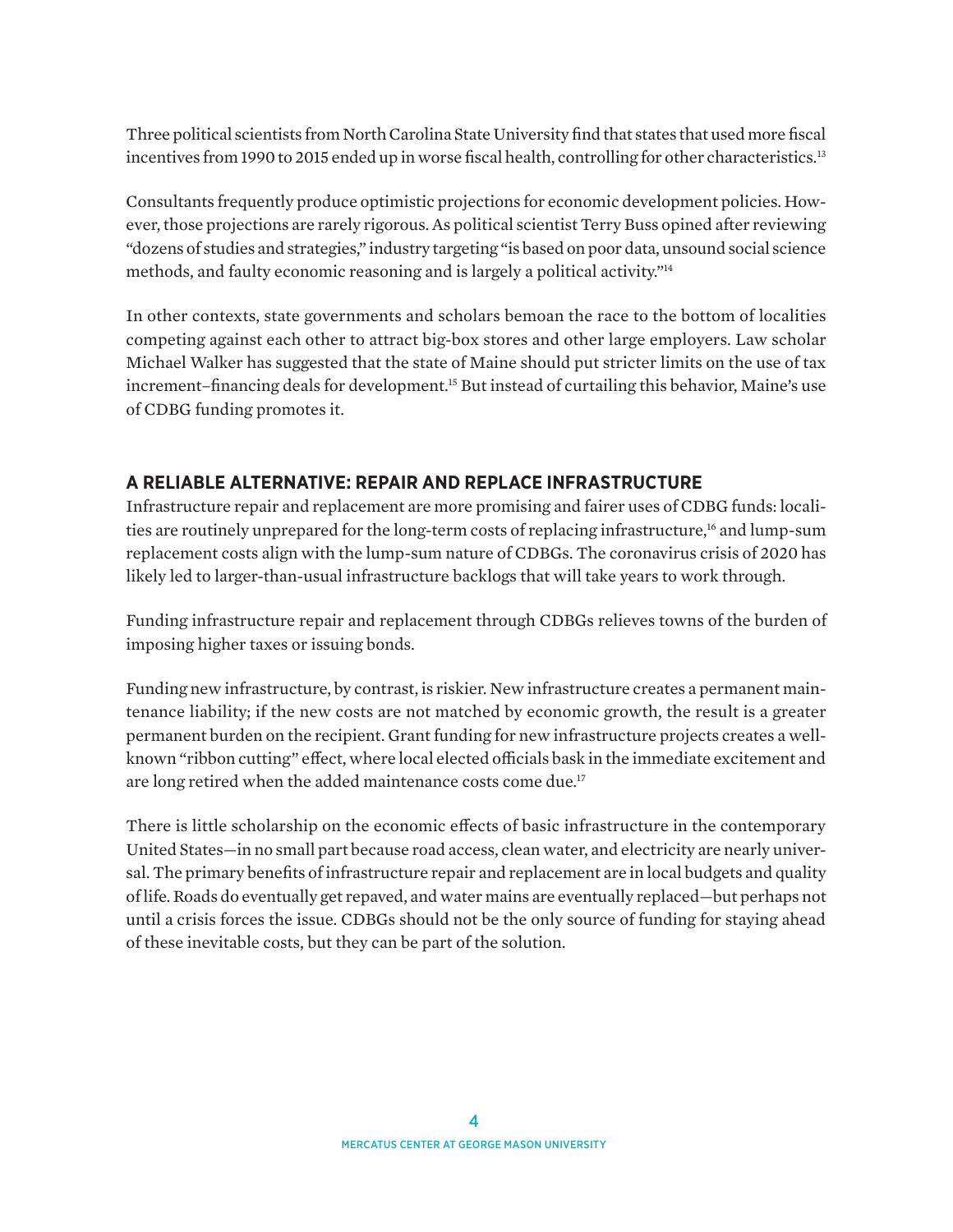Three political scientists from North Carolina State University find that states that used more fiscal incentives from 1990 to 2015 ended up in worse fiscal health, controlling for other characteristics.[13]

Consultants frequently produce optimistic projections for economic development policies. However, those projections are rarely rigorous. As political scientist Terry Buss opined after reviewing "dozens of studies and strategies," industry targeting "is based on poor data, unsound social science methods, and faulty economic reasoning and is largely a political activity."[14]

In other contexts, state governments and scholars bemoan the race to the bottom of localities competing against each other to attract big-box stores and other large employers. Law scholar Michael Walker has suggested that the state of Maine should put stricter limits on the use of tax increment–financing deals for development.[15] But instead of curtailing this behavior, Maine's use of CDBG funding promotes it.

## A RELIABLE ALTERNATIVE: REPAIR AND REPLACE INFRASTRUCTURE

Infrastructure repair and replacement are more promising and fairer uses of CDBG funds: localities are routinely unprepared for the long-term costs of replacing infrastructure,[16] and lump-sum replacement costs align with the lump-sum nature of CDBGs. The coronavirus crisis of 2020 has likely led to larger-than-usual infrastructure backlogs that will take years to work through.

Funding infrastructure repair and replacement through CDBGs relieves towns of the burden of imposing higher taxes or issuing bonds.

Funding new infrastructure, by contrast, is riskier. New infrastructure creates a permanent maintenance liability; if the new costs are not matched by economic growth, the result is a greater permanent burden on the recipient. Grant funding for new infrastructure projects creates a well-known "ribbon cutting" effect, where local elected officials bask in the immediate excitement and are long retired when the added maintenance costs come due.[17]

There is little scholarship on the economic effects of basic infrastructure in the contemporary United States—in no small part because road access, clean water, and electricity are nearly universal. The primary benefits of infrastructure repair and replacement are in local budgets and quality of life. Roads do eventually get repaved, and water mains are eventually replaced—but perhaps not until a crisis forces the issue. CDBGs should not be the only source of funding for staying ahead of these inevitable costs, but they can be part of the solution.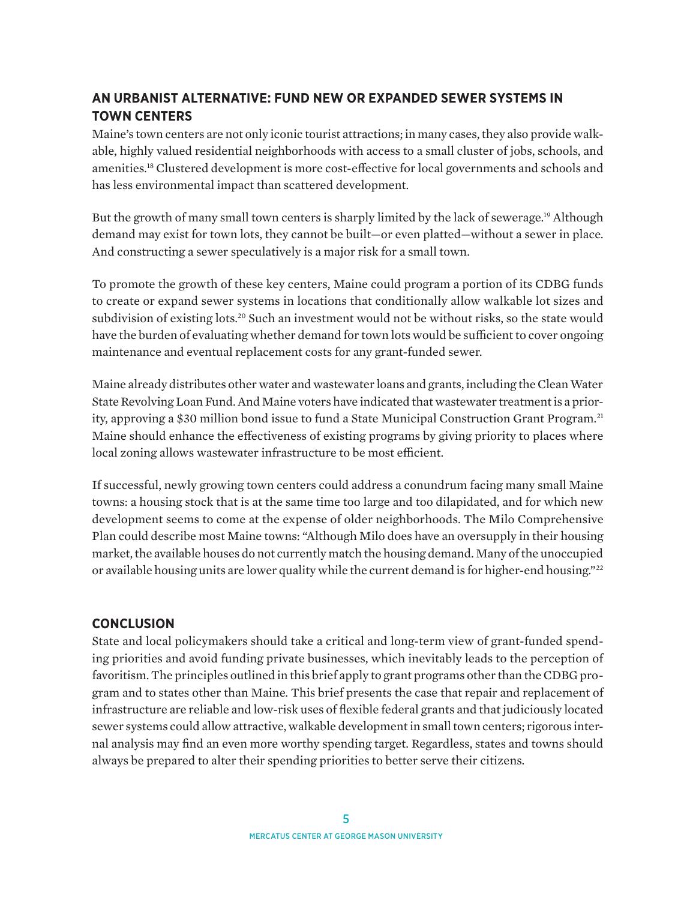## AN URBANIST ALTERNATIVE: FUND NEW OR EXPANDED SEWER SYSTEMS IN TOWN CENTERS

Maine's town centers are not only iconic tourist attractions; in many cases, they also provide walkable, highly valued residential neighborhoods with access to a small cluster of jobs, schools, and amenities.[18] Clustered development is more cost-effective for local governments and schools and has less environmental impact than scattered development.

But the growth of many small town centers is sharply limited by the lack of sewerage.[19] Although demand may exist for town lots, they cannot be built—or even platted—without a sewer in place. And constructing a sewer speculatively is a major risk for a small town.

To promote the growth of these key centers, Maine could program a portion of its CDBG funds to create or expand sewer systems in locations that conditionally allow walkable lot sizes and subdivision of existing lots.[20] Such an investment would not be without risks, so the state would have the burden of evaluating whether demand for town lots would be sufficient to cover ongoing maintenance and eventual replacement costs for any grant-funded sewer.

Maine already distributes other water and wastewater loans and grants, including the Clean Water State Revolving Loan Fund. And Maine voters have indicated that wastewater treatment is a priority, approving a $30 million bond issue to fund a State Municipal Construction Grant Program.[21] Maine should enhance the effectiveness of existing programs by giving priority to places where local zoning allows wastewater infrastructure to be most efficient.

If successful, newly growing town centers could address a conundrum facing many small Maine towns: a housing stock that is at the same time too large and too dilapidated, and for which new development seems to come at the expense of older neighborhoods. The Milo Comprehensive Plan could describe most Maine towns: "Although Milo does have an oversupply in their housing market, the available houses do not currently match the housing demand. Many of the unoccupied or available housing units are lower quality while the current demand is for higher-end housing."[22]

## CONCLUSION

State and local policymakers should take a critical and long-term view of grant-funded spending priorities and avoid funding private businesses, which inevitably leads to the perception of favoritism. The principles outlined in this brief apply to grant programs other than the CDBG program and to states other than Maine. This brief presents the case that repair and replacement of infrastructure are reliable and low-risk uses of flexible federal grants and that judiciously located sewer systems could allow attractive, walkable development in small town centers; rigorous internal analysis may find an even more worthy spending target. Regardless, states and towns should always be prepared to alter their spending priorities to better serve their citizens.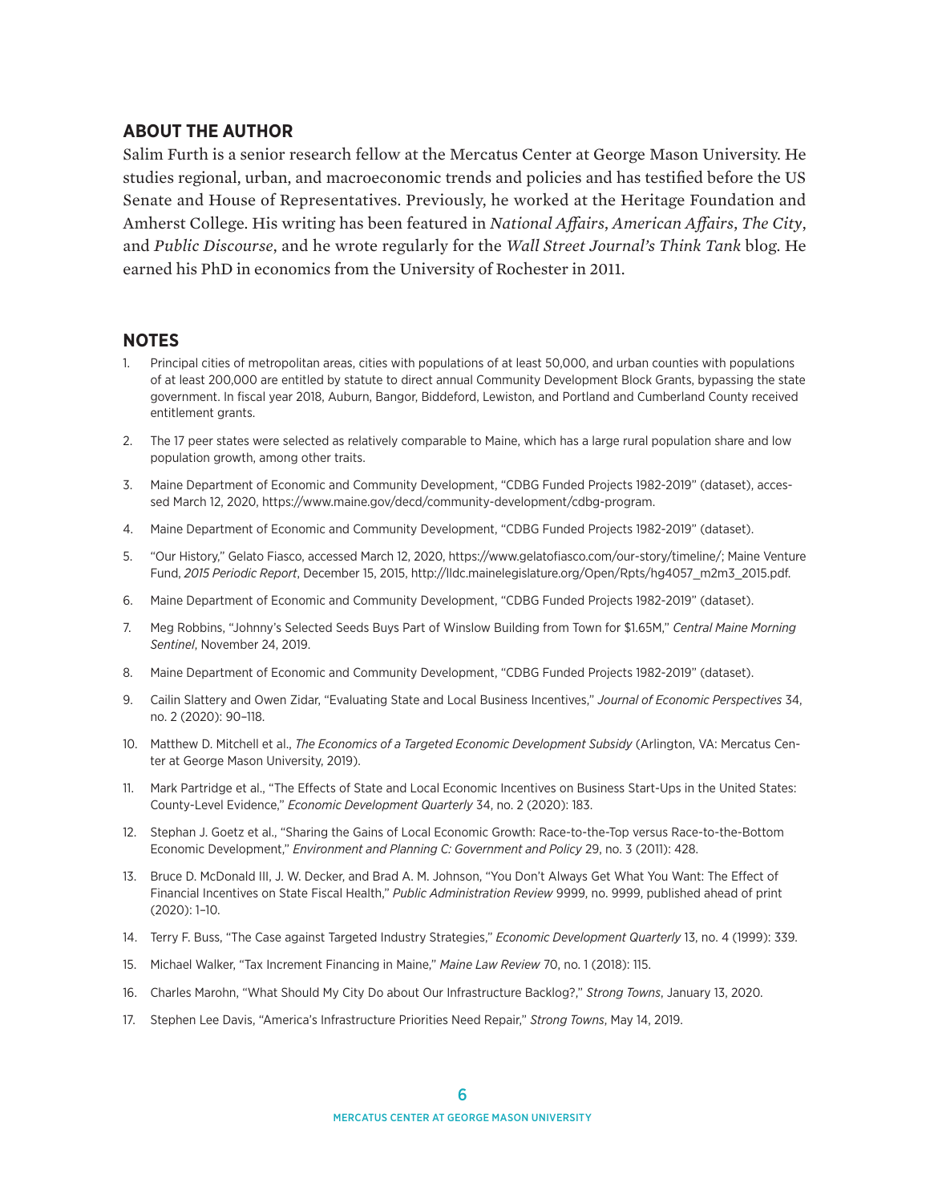## ABOUT THE AUTHOR

Salim Furth is a senior research fellow at the Mercatus Center at George Mason University. He studies regional, urban, and macroeconomic trends and policies and has testified before the US Senate and House of Representatives. Previously, he worked at the Heritage Foundation and Amherst College. His writing has been featured in *National Affairs*, *American Affairs*, *The City*, and *Public Discourse*, and he wrote regularly for the *Wall Street Journal's Think Tank* blog. He earned his PhD in economics from the University of Rochester in 2011.

## NOTES

1. Principal cities of metropolitan areas, cities with populations of at least 50,000, and urban counties with populations of at least 200,000 are entitled by statute to direct annual Community Development Block Grants, bypassing the state government. In fiscal year 2018, Auburn, Bangor, Biddeford, Lewiston, and Portland and Cumberland County received entitlement grants.
2. The 17 peer states were selected as relatively comparable to Maine, which has a large rural population share and low population growth, among other traits.
3. Maine Department of Economic and Community Development, "CDBG Funded Projects 1982-2019" (dataset), accessed March 12, 2020, https://www.maine.gov/decd/community-development/cdbg-program.
4. Maine Department of Economic and Community Development, "CDBG Funded Projects 1982-2019" (dataset).
5. "Our History," Gelato Fiasco, accessed March 12, 2020, https://www.gelatofiasco.com/our-story/timeline/; Maine Venture Fund, *2015 Periodic Report*, December 15, 2015, http://lldc.mainelegislature.org/Open/Rpts/hg4057_m2m3_2015.pdf.
6. Maine Department of Economic and Community Development, "CDBG Funded Projects 1982-2019" (dataset).
7. Meg Robbins, "Johnny's Selected Seeds Buys Part of Winslow Building from Town for $1.65M," *Central Maine Morning Sentinel*, November 24, 2019.
8. Maine Department of Economic and Community Development, "CDBG Funded Projects 1982-2019" (dataset).
9. Cailin Slattery and Owen Zidar, "Evaluating State and Local Business Incentives," *Journal of Economic Perspectives* 34, no. 2 (2020): 90–118.
10. Matthew D. Mitchell et al., *The Economics of a Targeted Economic Development Subsidy* (Arlington, VA: Mercatus Center at George Mason University, 2019).
11. Mark Partridge et al., "The Effects of State and Local Economic Incentives on Business Start-Ups in the United States: County-Level Evidence," *Economic Development Quarterly* 34, no. 2 (2020): 183.
12. Stephan J. Goetz et al., "Sharing the Gains of Local Economic Growth: Race-to-the-Top versus Race-to-the-Bottom Economic Development," *Environment and Planning C: Government and Policy* 29, no. 3 (2011): 428.
13. Bruce D. McDonald III, J. W. Decker, and Brad A. M. Johnson, "You Don't Always Get What You Want: The Effect of Financial Incentives on State Fiscal Health," *Public Administration Review* 9999, no. 9999, published ahead of print (2020): 1–10.
14. Terry F. Buss, "The Case against Targeted Industry Strategies," *Economic Development Quarterly* 13, no. 4 (1999): 339.
15. Michael Walker, "Tax Increment Financing in Maine," *Maine Law Review* 70, no. 1 (2018): 115.
16. Charles Marohn, "What Should My City Do about Our Infrastructure Backlog?," *Strong Towns*, January 13, 2020.
17. Stephen Lee Davis, "America's Infrastructure Priorities Need Repair," *Strong Towns*, May 14, 2019.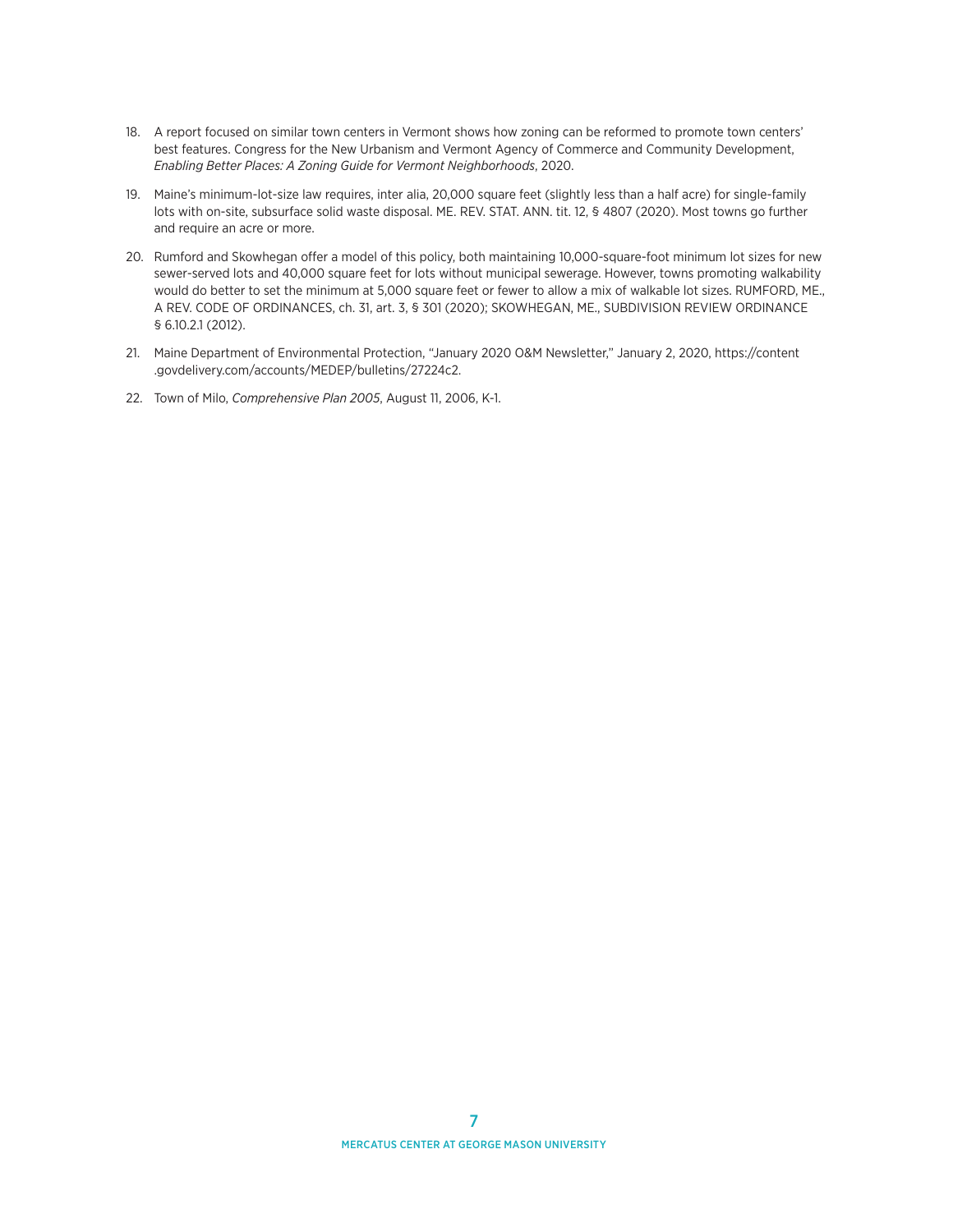18. A report focused on similar town centers in Vermont shows how zoning can be reformed to promote town centers' best features. Congress for the New Urbanism and Vermont Agency of Commerce and Community Development, *Enabling Better Places: A Zoning Guide for Vermont Neighborhoods*, 2020.

19. Maine's minimum-lot-size law requires, inter alia, 20,000 square feet (slightly less than a half acre) for single-family lots with on-site, subsurface solid waste disposal. ME. REV. STAT. ANN. tit. 12, § 4807 (2020). Most towns go further and require an acre or more.

20. Rumford and Skowhegan offer a model of this policy, both maintaining 10,000-square-foot minimum lot sizes for new sewer-served lots and 40,000 square feet for lots without municipal sewerage. However, towns promoting walkability would do better to set the minimum at 5,000 square feet or fewer to allow a mix of walkable lot sizes. RUMFORD, ME., A REV. CODE OF ORDINANCES, ch. 31, art. 3, § 301 (2020); SKOWHEGAN, ME., SUBDIVISION REVIEW ORDINANCE § 6.10.2.1 (2012).

21. Maine Department of Environmental Protection, "January 2020 O&M Newsletter," January 2, 2020, https://content.govdelivery.com/accounts/MEDEP/bulletins/27224c2.

22. Town of Milo, *Comprehensive Plan 2005*, August 11, 2006, K-1.